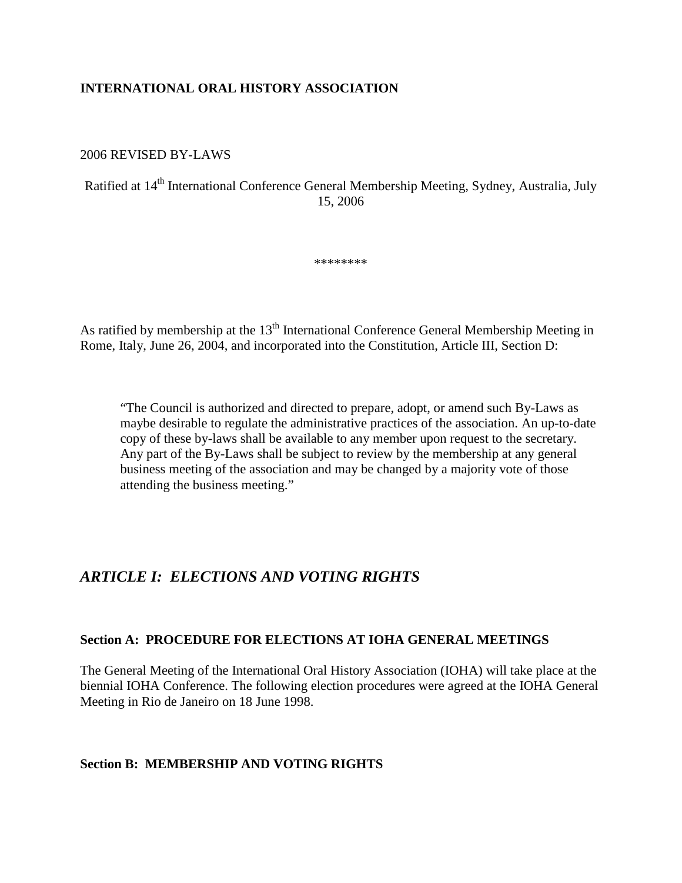**INTERNATIONAL ORAL HISTORY ASSOCIATION**

2006 REVISED BY-LAWS

Ratified at 14th International Conference General Membership Meeting, Sydney, Australia, July 15, 2006

********

As ratified by membership at the 13th International Conference General Membership Meeting in Rome, Italy, June 26, 2004, and incorporated into the Constitution, Article III, Section D:

> "The Council is authorized and directed to prepare, adopt, or amend such By-Laws as maybe desirable to regulate the administrative practices of the association. An up-to-date copy of these by-laws shall be available to any member upon request to the secretary. Any part of the By-Laws shall be subject to review by the membership at any general business meeting of the association and may be changed by a majority vote of those attending the business meeting."

## *ARTICLE I: ELECTIONS AND VOTING RIGHTS*

### Section A: PROCEDURE FOR ELECTIONS AT IOHA GENERAL MEETINGS

The General Meeting of the International Oral History Association (IOHA) will take place at the biennial IOHA Conference. The following election procedures were agreed at the IOHA General Meeting in Rio de Janeiro on 18 June 1998.

### Section B: MEMBERSHIP AND VOTING RIGHTS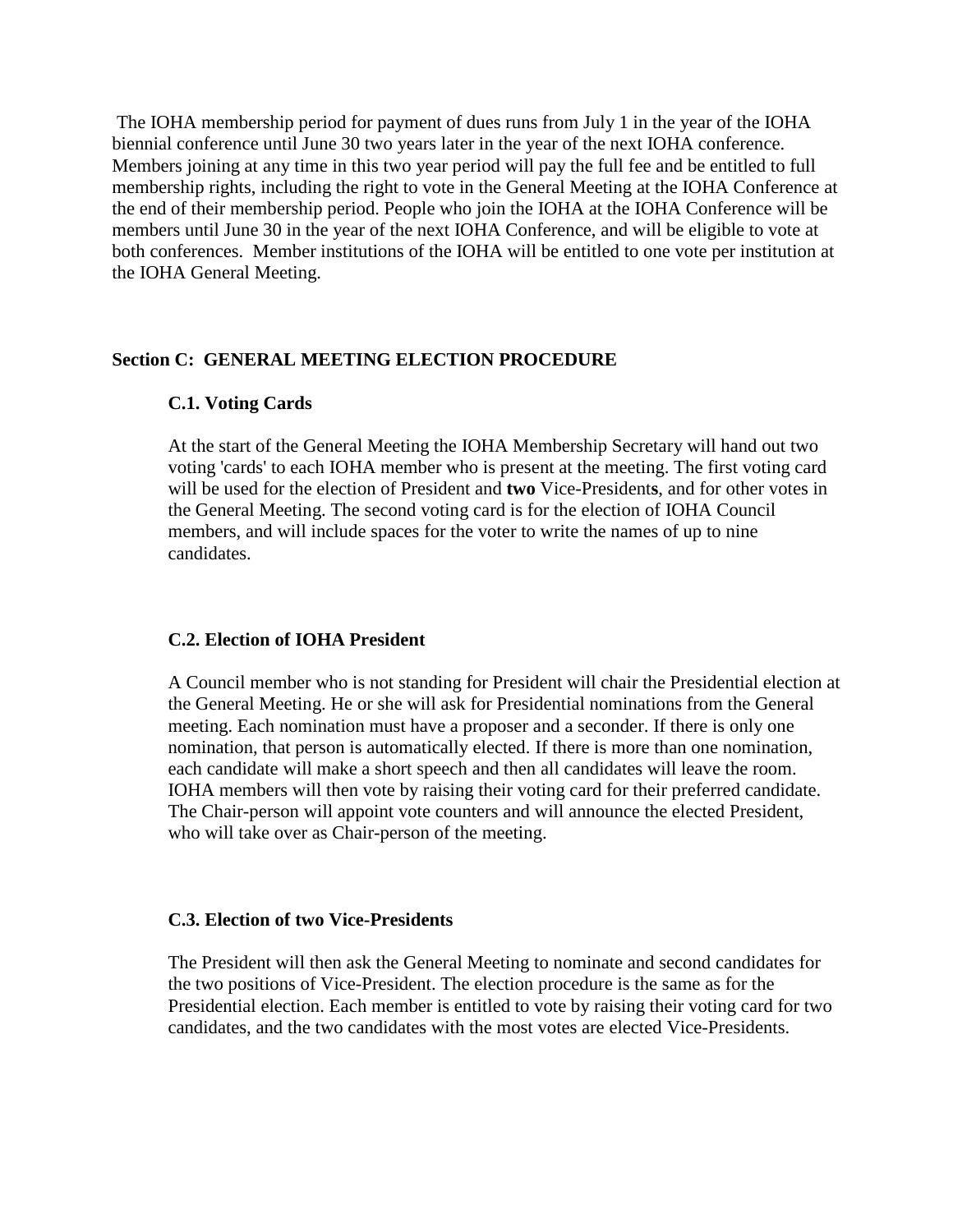The IOHA membership period for payment of dues runs from July 1 in the year of the IOHA biennial conference until June 30 two years later in the year of the next IOHA conference. Members joining at any time in this two year period will pay the full fee and be entitled to full membership rights, including the right to vote in the General Meeting at the IOHA Conference at the end of their membership period. People who join the IOHA at the IOHA Conference will be members until June 30 in the year of the next IOHA Conference, and will be eligible to vote at both conferences. Member institutions of the IOHA will be entitled to one vote per institution at the IOHA General Meeting.

## Section C: GENERAL MEETING ELECTION PROCEDURE

### C.1. Voting Cards

At the start of the General Meeting the IOHA Membership Secretary will hand out two voting 'cards' to each IOHA member who is present at the meeting. The first voting card will be used for the election of President and **two** Vice-President**s**, and for other votes in the General Meeting. The second voting card is for the election of IOHA Council members, and will include spaces for the voter to write the names of up to nine candidates.

### C.2. Election of IOHA President

A Council member who is not standing for President will chair the Presidential election at the General Meeting. He or she will ask for Presidential nominations from the General meeting. Each nomination must have a proposer and a seconder. If there is only one nomination, that person is automatically elected. If there is more than one nomination, each candidate will make a short speech and then all candidates will leave the room. IOHA members will then vote by raising their voting card for their preferred candidate. The Chair-person will appoint vote counters and will announce the elected President, who will take over as Chair-person of the meeting.

### C.3. Election of two Vice-Presidents

The President will then ask the General Meeting to nominate and second candidates for the two positions of Vice-President. The election procedure is the same as for the Presidential election. Each member is entitled to vote by raising their voting card for two candidates, and the two candidates with the most votes are elected Vice-Presidents.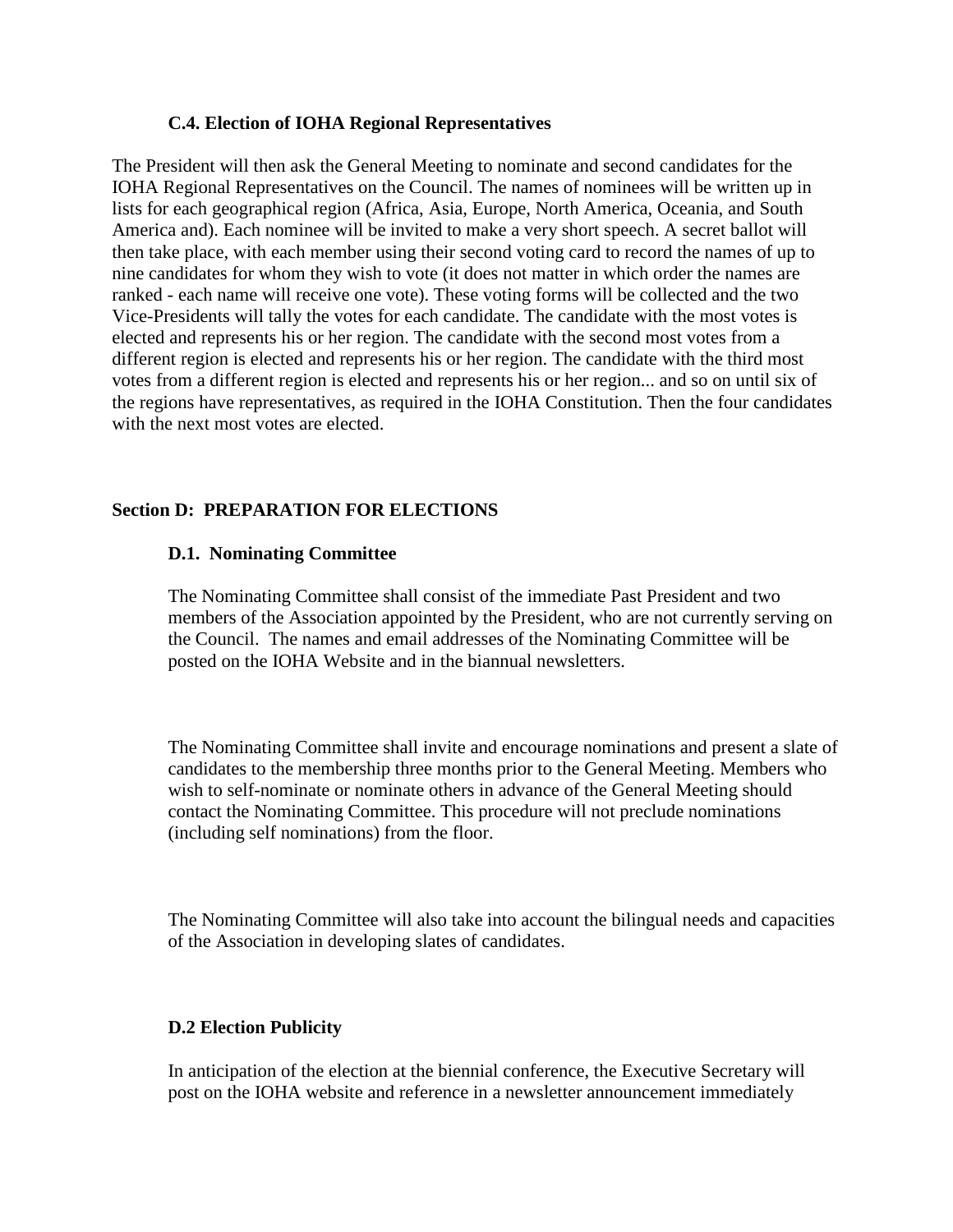### C.4. Election of IOHA Regional Representatives

The President will then ask the General Meeting to nominate and second candidates for the IOHA Regional Representatives on the Council. The names of nominees will be written up in lists for each geographical region (Africa, Asia, Europe, North America, Oceania, and South America and). Each nominee will be invited to make a very short speech. A secret ballot will then take place, with each member using their second voting card to record the names of up to nine candidates for whom they wish to vote (it does not matter in which order the names are ranked - each name will receive one vote). These voting forms will be collected and the two Vice-Presidents will tally the votes for each candidate. The candidate with the most votes is elected and represents his or her region. The candidate with the second most votes from a different region is elected and represents his or her region. The candidate with the third most votes from a different region is elected and represents his or her region... and so on until six of the regions have representatives, as required in the IOHA Constitution. Then the four candidates with the next most votes are elected.

## Section D: PREPARATION FOR ELECTIONS

### D.1. Nominating Committee

The Nominating Committee shall consist of the immediate Past President and two members of the Association appointed by the President, who are not currently serving on the Council. The names and email addresses of the Nominating Committee will be posted on the IOHA Website and in the biannual newsletters.

The Nominating Committee shall invite and encourage nominations and present a slate of candidates to the membership three months prior to the General Meeting. Members who wish to self-nominate or nominate others in advance of the General Meeting should contact the Nominating Committee. This procedure will not preclude nominations (including self nominations) from the floor.

The Nominating Committee will also take into account the bilingual needs and capacities of the Association in developing slates of candidates.

### D.2 Election Publicity

In anticipation of the election at the biennial conference, the Executive Secretary will post on the IOHA website and reference in a newsletter announcement immediately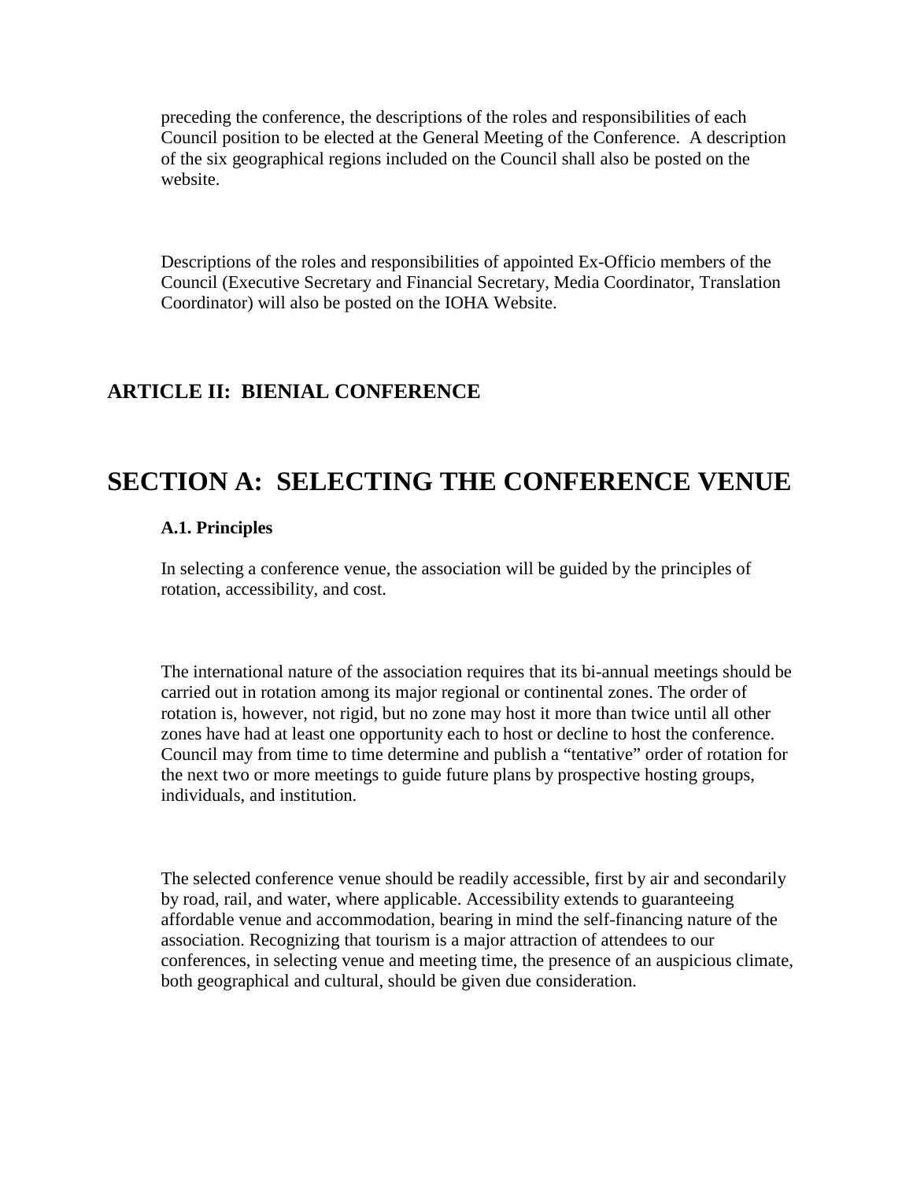preceding the conference, the descriptions of the roles and responsibilities of each Council position to be elected at the General Meeting of the Conference. A description of the six geographical regions included on the Council shall also be posted on the website.

Descriptions of the roles and responsibilities of appointed Ex-Officio members of the Council (Executive Secretary and Financial Secretary, Media Coordinator, Translation Coordinator) will also be posted on the IOHA Website.

### ARTICLE II: BIENIAL CONFERENCE

# SECTION A: SELECTING THE CONFERENCE VENUE

#### A.1. Principles

In selecting a conference venue, the association will be guided by the principles of rotation, accessibility, and cost.

The international nature of the association requires that its bi-annual meetings should be carried out in rotation among its major regional or continental zones. The order of rotation is, however, not rigid, but no zone may host it more than twice until all other zones have had at least one opportunity each to host or decline to host the conference. Council may from time to time determine and publish a "tentative" order of rotation for the next two or more meetings to guide future plans by prospective hosting groups, individuals, and institution.

The selected conference venue should be readily accessible, first by air and secondarily by road, rail, and water, where applicable. Accessibility extends to guaranteeing affordable venue and accommodation, bearing in mind the self-financing nature of the association. Recognizing that tourism is a major attraction of attendees to our conferences, in selecting venue and meeting time, the presence of an auspicious climate, both geographical and cultural, should be given due consideration.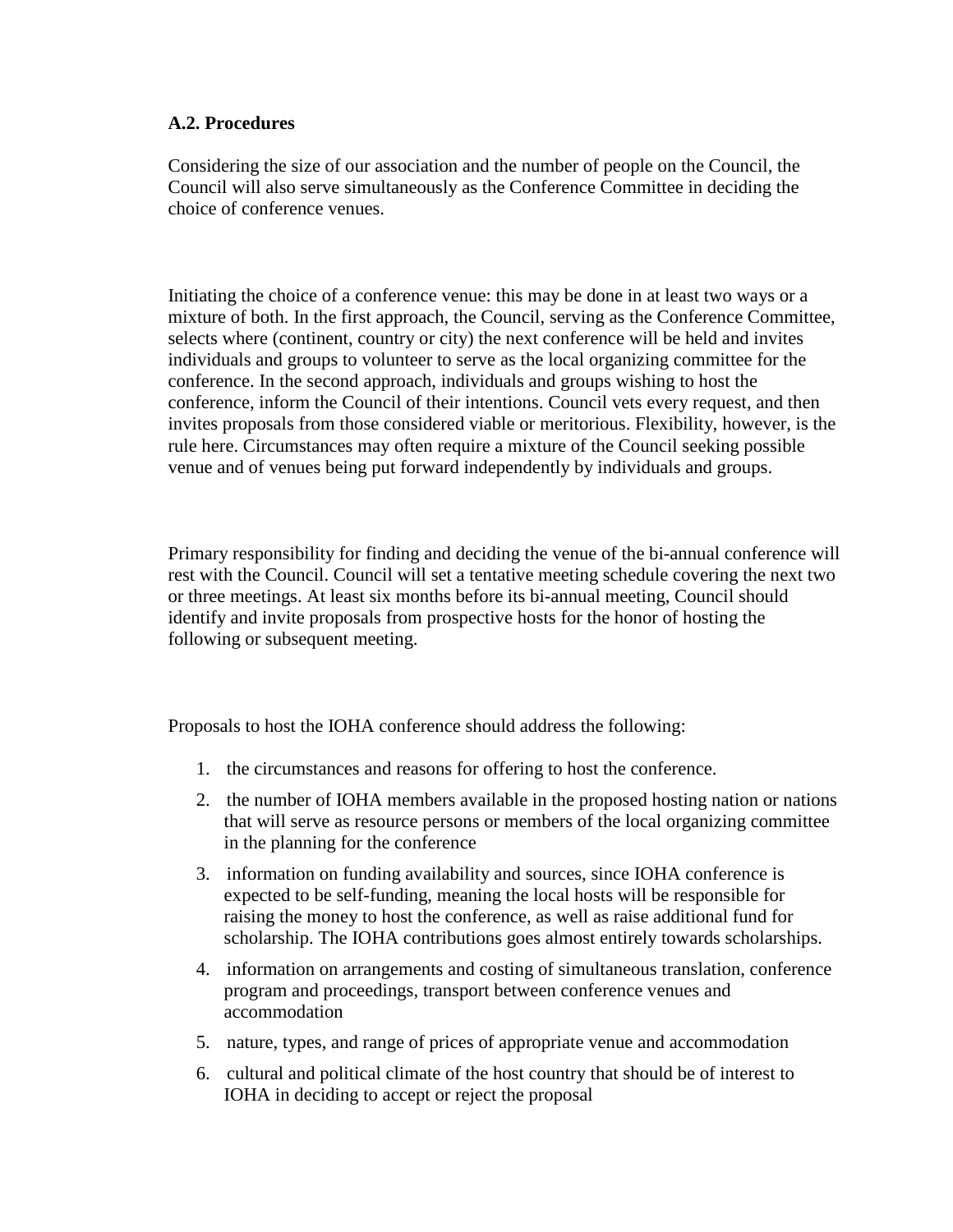### A.2. Procedures

Considering the size of our association and the number of people on the Council, the Council will also serve simultaneously as the Conference Committee in deciding the choice of conference venues.

Initiating the choice of a conference venue: this may be done in at least two ways or a mixture of both. In the first approach, the Council, serving as the Conference Committee, selects where (continent, country or city) the next conference will be held and invites individuals and groups to volunteer to serve as the local organizing committee for the conference. In the second approach, individuals and groups wishing to host the conference, inform the Council of their intentions. Council vets every request, and then invites proposals from those considered viable or meritorious. Flexibility, however, is the rule here. Circumstances may often require a mixture of the Council seeking possible venue and of venues being put forward independently by individuals and groups.

Primary responsibility for finding and deciding the venue of the bi-annual conference will rest with the Council. Council will set a tentative meeting schedule covering the next two or three meetings. At least six months before its bi-annual meeting, Council should identify and invite proposals from prospective hosts for the honor of hosting the following or subsequent meeting.

Proposals to host the IOHA conference should address the following:

1. the circumstances and reasons for offering to host the conference.
2. the number of IOHA members available in the proposed hosting nation or nations that will serve as resource persons or members of the local organizing committee in the planning for the conference
3. information on funding availability and sources, since IOHA conference is expected to be self-funding, meaning the local hosts will be responsible for raising the money to host the conference, as well as raise additional fund for scholarship. The IOHA contributions goes almost entirely towards scholarships.
4. information on arrangements and costing of simultaneous translation, conference program and proceedings, transport between conference venues and accommodation
5. nature, types, and range of prices of appropriate venue and accommodation
6. cultural and political climate of the host country that should be of interest to IOHA in deciding to accept or reject the proposal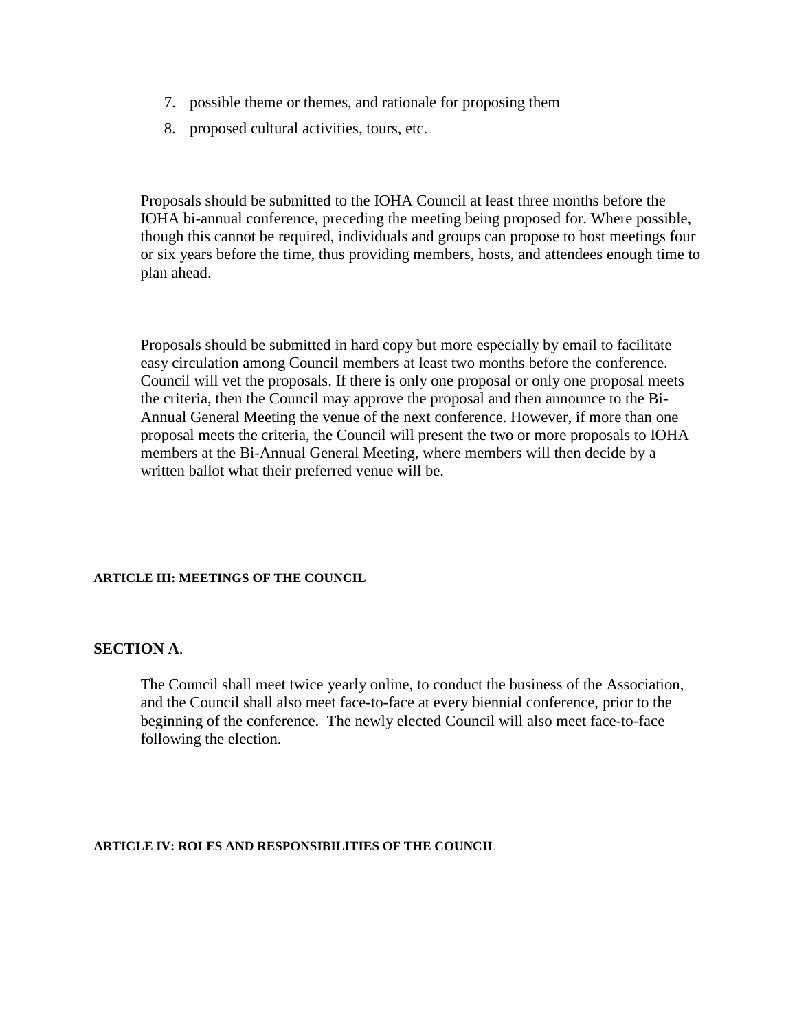7. possible theme or themes, and rationale for proposing them
8. proposed cultural activities, tours, etc.

Proposals should be submitted to the IOHA Council at least three months before the IOHA bi-annual conference, preceding the meeting being proposed for. Where possible, though this cannot be required, individuals and groups can propose to host meetings four or six years before the time, thus providing members, hosts, and attendees enough time to plan ahead.

Proposals should be submitted in hard copy but more especially by email to facilitate easy circulation among Council members at least two months before the conference. Council will vet the proposals. If there is only one proposal or only one proposal meets the criteria, then the Council may approve the proposal and then announce to the Bi-Annual General Meeting the venue of the next conference. However, if more than one proposal meets the criteria, the Council will present the two or more proposals to IOHA members at the Bi-Annual General Meeting, where members will then decide by a written ballot what their preferred venue will be.

## ARTICLE III: MEETINGS OF THE COUNCIL

### SECTION A.

The Council shall meet twice yearly online, to conduct the business of the Association, and the Council shall also meet face-to-face at every biennial conference, prior to the beginning of the conference. The newly elected Council will also meet face-to-face following the election.

## ARTICLE IV: ROLES AND RESPONSIBILITIES OF THE COUNCIL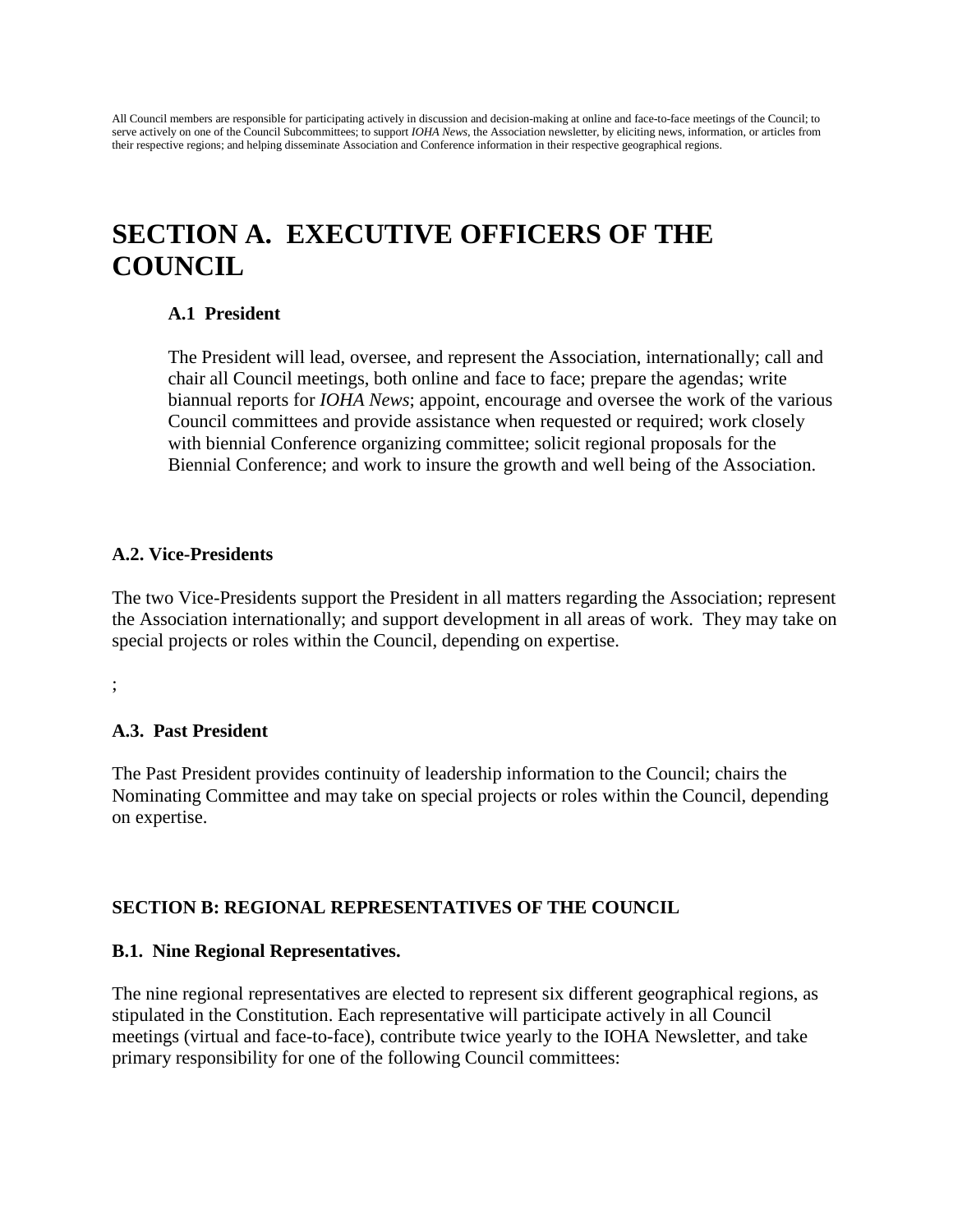All Council members are responsible for participating actively in discussion and decision-making at online and face-to-face meetings of the Council; to serve actively on one of the Council Subcommittees; to support *IOHA News*, the Association newsletter, by eliciting news, information, or articles from their respective regions; and helping disseminate Association and Conference information in their respective geographical regions.

# SECTION A. EXECUTIVE OFFICERS OF THE COUNCIL

### A.1 President

The President will lead, oversee, and represent the Association, internationally; call and chair all Council meetings, both online and face to face; prepare the agendas; write biannual reports for *IOHA News*; appoint, encourage and oversee the work of the various Council committees and provide assistance when requested or required; work closely with biennial Conference organizing committee; solicit regional proposals for the Biennial Conference; and work to insure the growth and well being of the Association.

### A.2. Vice-Presidents

The two Vice-Presidents support the President in all matters regarding the Association; represent the Association internationally; and support development in all areas of work. They may take on special projects or roles within the Council, depending on expertise.

;

### A.3. Past President

The Past President provides continuity of leadership information to the Council; chairs the Nominating Committee and may take on special projects or roles within the Council, depending on expertise.

## SECTION B: REGIONAL REPRESENTATIVES OF THE COUNCIL

### B.1. Nine Regional Representatives.

The nine regional representatives are elected to represent six different geographical regions, as stipulated in the Constitution. Each representative will participate actively in all Council meetings (virtual and face-to-face), contribute twice yearly to the IOHA Newsletter, and take primary responsibility for one of the following Council committees: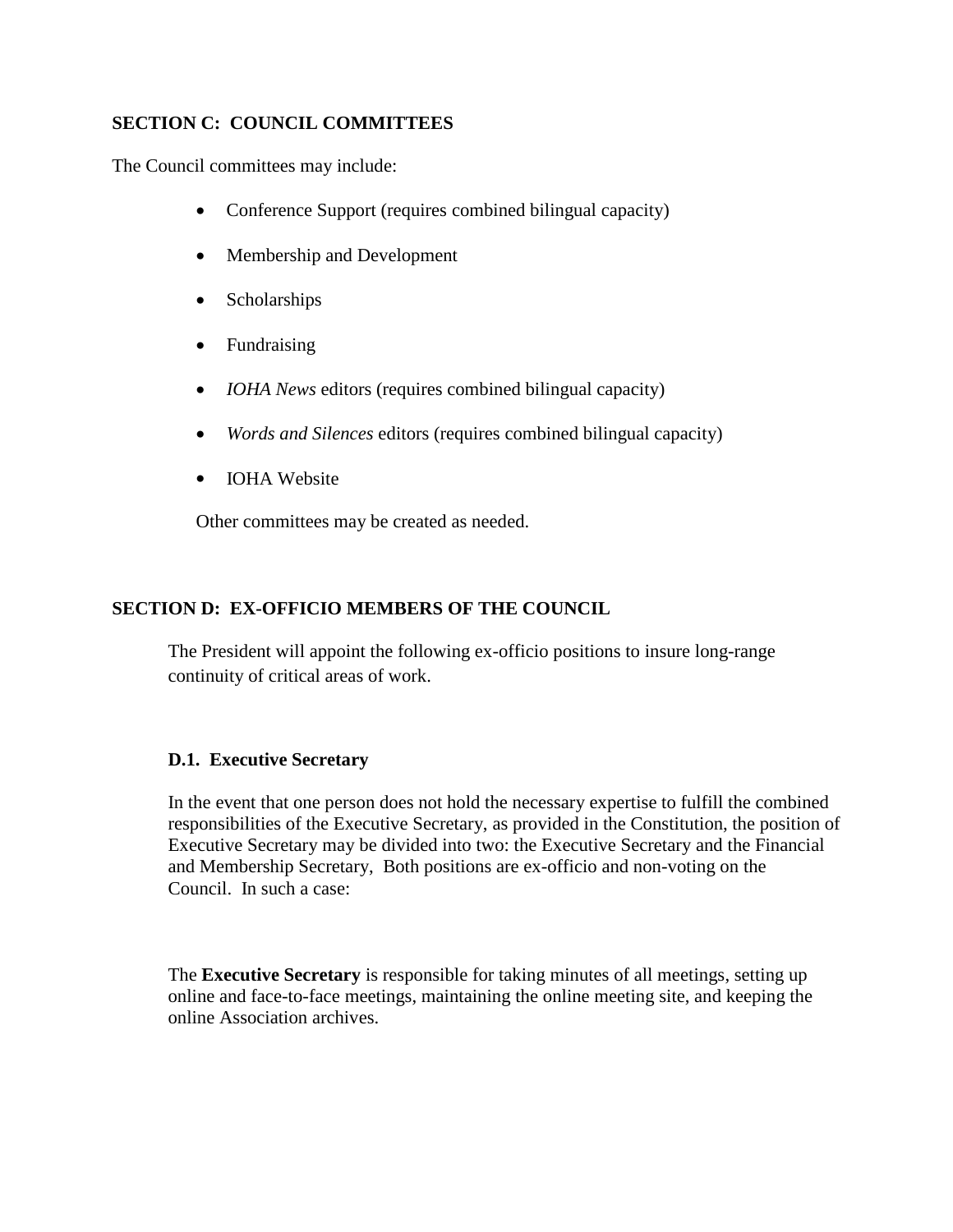## SECTION C: COUNCIL COMMITTEES

The Council committees may include:

- Conference Support (requires combined bilingual capacity)
- Membership and Development
- Scholarships
- Fundraising
- *IOHA News* editors (requires combined bilingual capacity)
- *Words and Silences* editors (requires combined bilingual capacity)
- IOHA Website

Other committees may be created as needed.

## SECTION D: EX-OFFICIO MEMBERS OF THE COUNCIL

The President will appoint the following ex-officio positions to insure long-range continuity of critical areas of work.

### D.1. Executive Secretary

In the event that one person does not hold the necessary expertise to fulfill the combined responsibilities of the Executive Secretary, as provided in the Constitution, the position of Executive Secretary may be divided into two: the Executive Secretary and the Financial and Membership Secretary, Both positions are ex-officio and non-voting on the Council. In such a case:

The **Executive Secretary** is responsible for taking minutes of all meetings, setting up online and face-to-face meetings, maintaining the online meeting site, and keeping the online Association archives.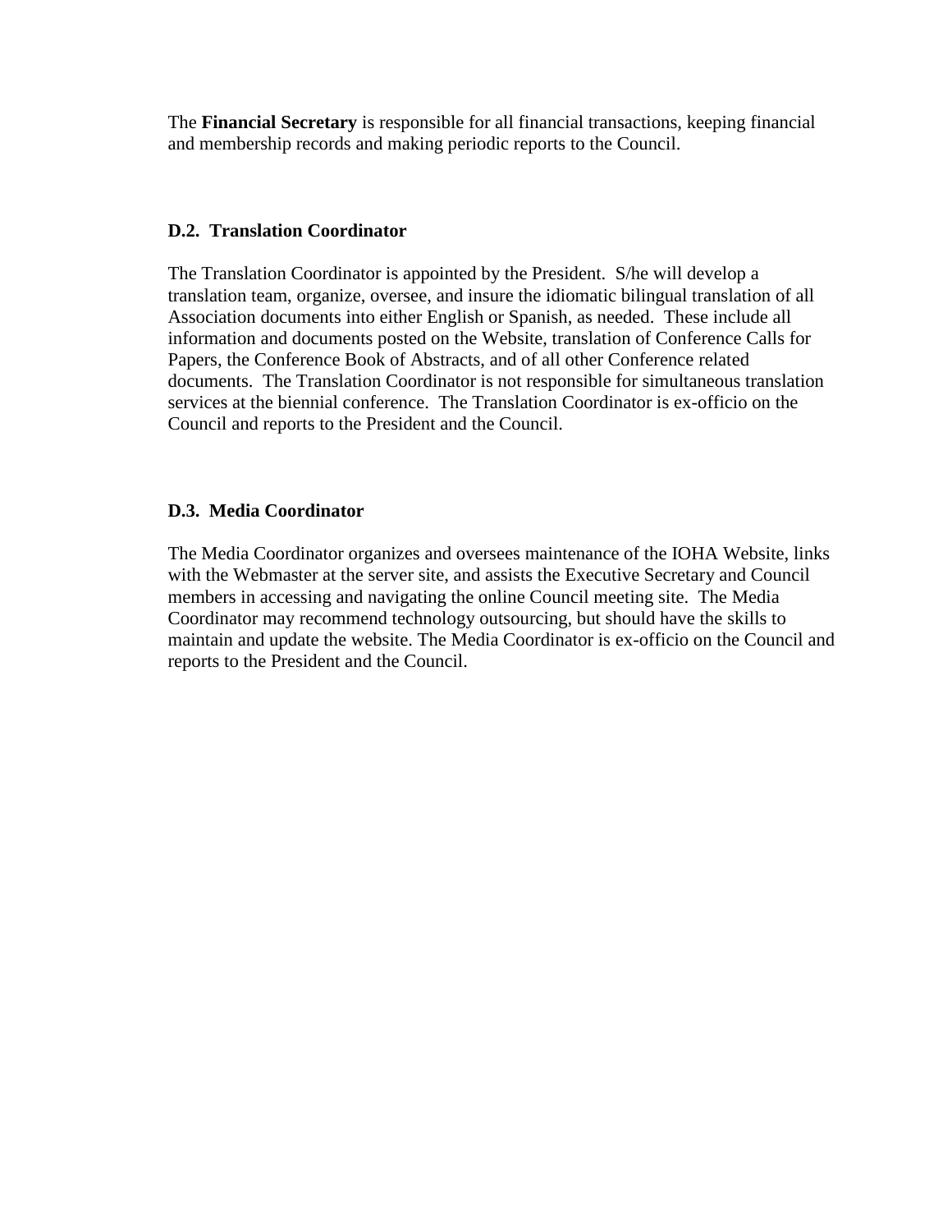The **Financial Secretary** is responsible for all financial transactions, keeping financial and membership records and making periodic reports to the Council.

### D.2. Translation Coordinator

The Translation Coordinator is appointed by the President. S/he will develop a translation team, organize, oversee, and insure the idiomatic bilingual translation of all Association documents into either English or Spanish, as needed. These include all information and documents posted on the Website, translation of Conference Calls for Papers, the Conference Book of Abstracts, and of all other Conference related documents. The Translation Coordinator is not responsible for simultaneous translation services at the biennial conference. The Translation Coordinator is ex-officio on the Council and reports to the President and the Council.

### D.3. Media Coordinator

The Media Coordinator organizes and oversees maintenance of the IOHA Website, links with the Webmaster at the server site, and assists the Executive Secretary and Council members in accessing and navigating the online Council meeting site. The Media Coordinator may recommend technology outsourcing, but should have the skills to maintain and update the website. The Media Coordinator is ex-officio on the Council and reports to the President and the Council.